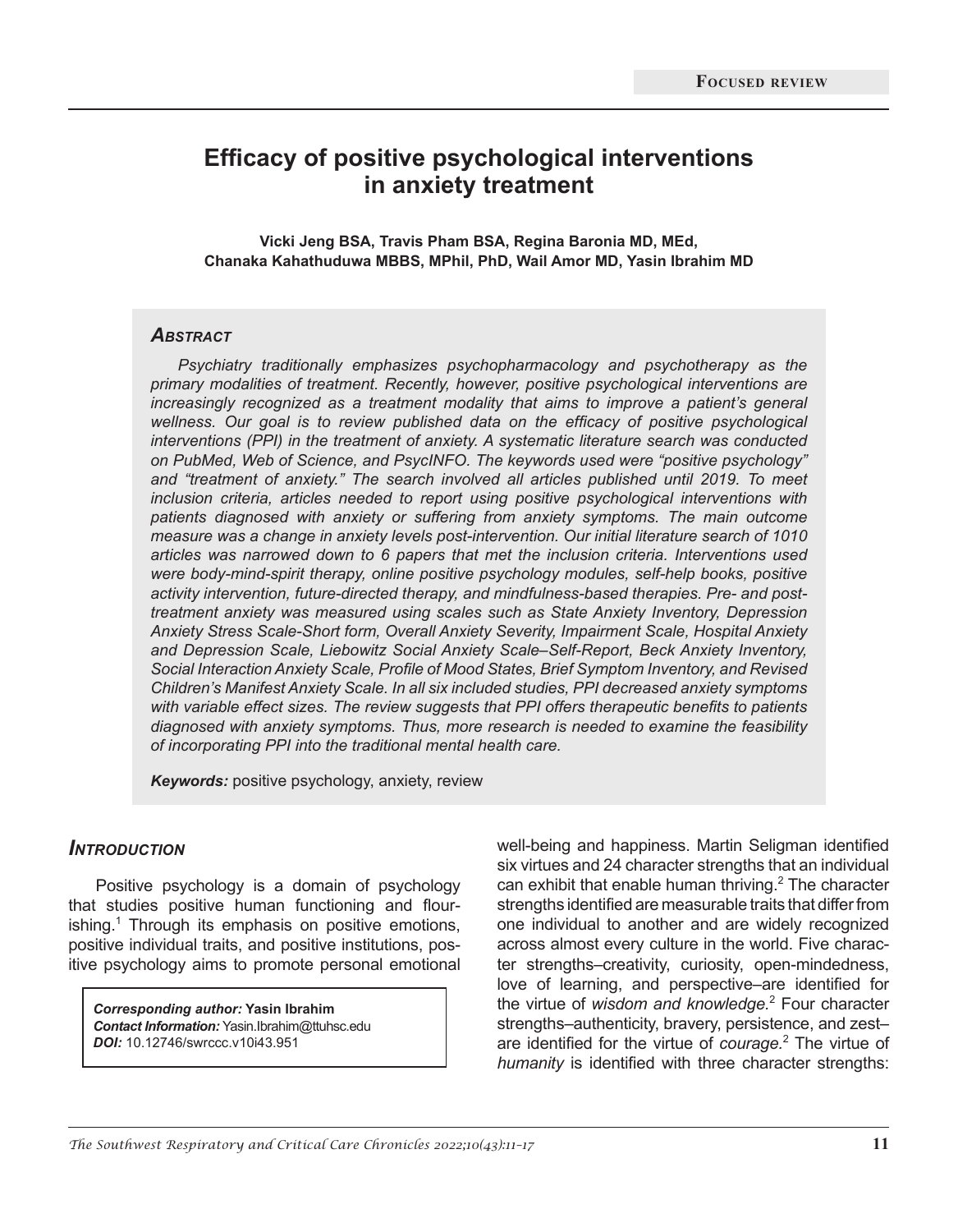**Focused review**

# Efficacy of positive psychological interventions in anxiety treatment

**Vicki Jeng BSA, Travis Pham BSA, Regina Baronia MD, MEd, Chanaka Kahathuduwa MBBS, MPhil, PhD, Wail Amor MD, Yasin Ibrahim MD**

## *Abstract*

*Psychiatry traditionally emphasizes psychopharmacology and psychotherapy as the primary modalities of treatment. Recently, however, positive psychological interventions are increasingly recognized as a treatment modality that aims to improve a patient's general wellness. Our goal is to review published data on the efficacy of positive psychological interventions (PPI) in the treatment of anxiety. A systematic literature search was conducted on PubMed, Web of Science, and PsycINFO. The keywords used were "positive psychology" and "treatment of anxiety." The search involved all articles published until 2019. To meet inclusion criteria, articles needed to report using positive psychological interventions with patients diagnosed with anxiety or suffering from anxiety symptoms. The main outcome measure was a change in anxiety levels post-intervention. Our initial literature search of 1010 articles was narrowed down to 6 papers that met the inclusion criteria. Interventions used were body-mind-spirit therapy, online positive psychology modules, self-help books, positive activity intervention, future-directed therapy, and mindfulness-based therapies. Pre- and post-treatment anxiety was measured using scales such as State Anxiety Inventory, Depression Anxiety Stress Scale-Short form, Overall Anxiety Severity, Impairment Scale, Hospital Anxiety and Depression Scale, Liebowitz Social Anxiety Scale–Self-Report, Beck Anxiety Inventory, Social Interaction Anxiety Scale, Profile of Mood States, Brief Symptom Inventory, and Revised Children's Manifest Anxiety Scale. In all six included studies, PPI decreased anxiety symptoms with variable effect sizes. The review suggests that PPI offers therapeutic benefits to patients diagnosed with anxiety symptoms. Thus, more research is needed to examine the feasibility of incorporating PPI into the traditional mental health care.*

***Keywords:*** positive psychology, anxiety, review

## *Introduction*

Positive psychology is a domain of psychology that studies positive human functioning and flourishing.[1] Through its emphasis on positive emotions, positive individual traits, and positive institutions, positive psychology aims to promote personal emotional well-being and happiness. Martin Seligman identified six virtues and 24 character strengths that an individual can exhibit that enable human thriving.[2] The character strengths identified are measurable traits that differ from one individual to another and are widely recognized across almost every culture in the world. Five character strengths–creativity, curiosity, open-mindedness, love of learning, and perspective–are identified for the virtue of *wisdom and knowledge.*[2] Four character strengths–authenticity, bravery, persistence, and zest–are identified for the virtue of *courage.*[2] The virtue of *humanity* is identified with three character strengths:

***Corresponding author:*** **Yasin Ibrahim**
***Contact Information:*** Yasin.Ibrahim@ttuhsc.edu
***DOI:*** 10.12746/swrccc.v10i43.951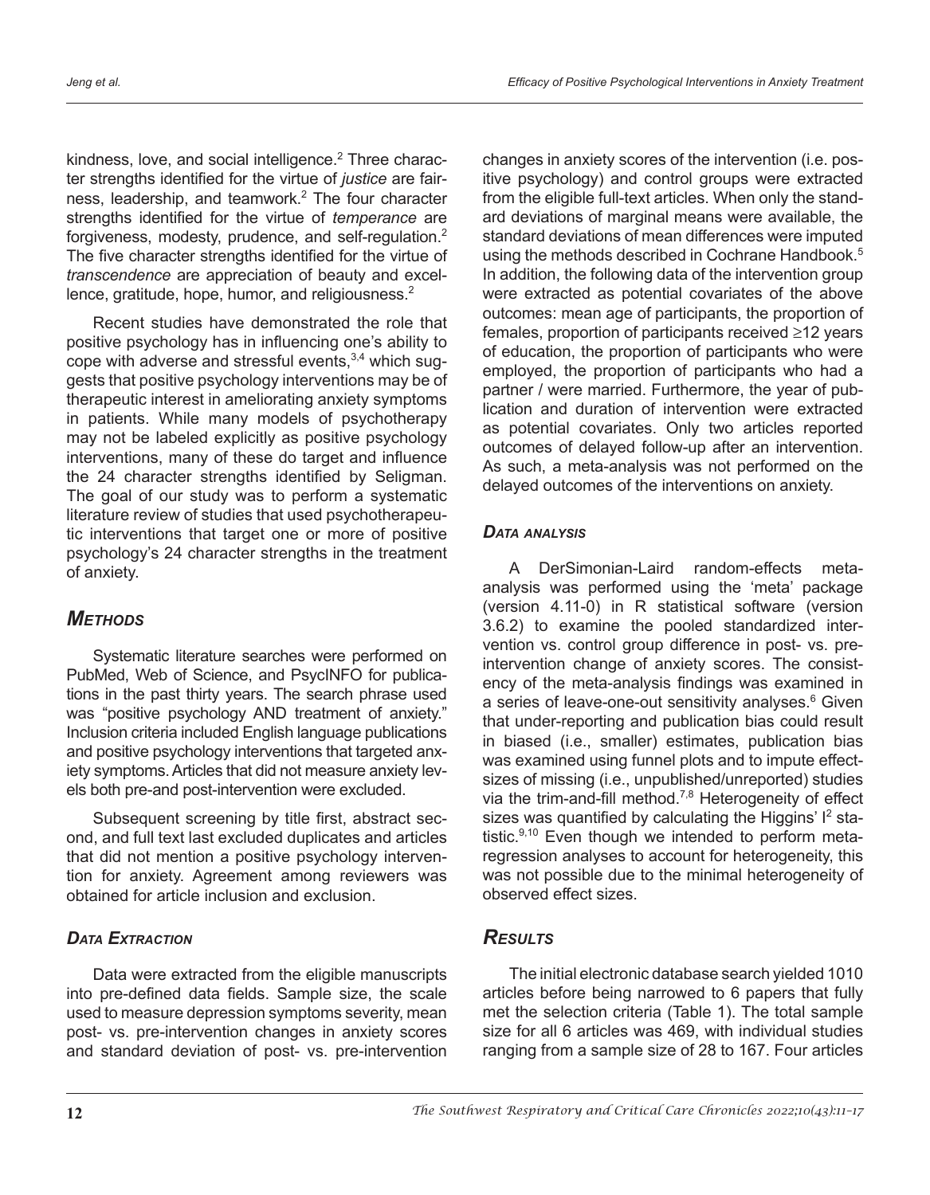kindness, love, and social intelligence.[2] Three character strengths identified for the virtue of *justice* are fairness, leadership, and teamwork.[2] The four character strengths identified for the virtue of *temperance* are forgiveness, modesty, prudence, and self-regulation.[2] The five character strengths identified for the virtue of *transcendence* are appreciation of beauty and excellence, gratitude, hope, humor, and religiousness.[2]

Recent studies have demonstrated the role that positive psychology has in influencing one's ability to cope with adverse and stressful events,[3,4] which suggests that positive psychology interventions may be of therapeutic interest in ameliorating anxiety symptoms in patients. While many models of psychotherapy may not be labeled explicitly as positive psychology interventions, many of these do target and influence the 24 character strengths identified by Seligman. The goal of our study was to perform a systematic literature review of studies that used psychotherapeutic interventions that target one or more of positive psychology's 24 character strengths in the treatment of anxiety.

## *Methods*

Systematic literature searches were performed on PubMed, Web of Science, and PsycINFO for publications in the past thirty years. The search phrase used was "positive psychology AND treatment of anxiety." Inclusion criteria included English language publications and positive psychology interventions that targeted anxiety symptoms. Articles that did not measure anxiety levels both pre-and post-intervention were excluded.

Subsequent screening by title first, abstract second, and full text last excluded duplicates and articles that did not mention a positive psychology intervention for anxiety. Agreement among reviewers was obtained for article inclusion and exclusion.

### *Data Extraction*

Data were extracted from the eligible manuscripts into pre-defined data fields. Sample size, the scale used to measure depression symptoms severity, mean post- vs. pre-intervention changes in anxiety scores and standard deviation of post- vs. pre-intervention changes in anxiety scores of the intervention (i.e. positive psychology) and control groups were extracted from the eligible full-text articles. When only the standard deviations of marginal means were available, the standard deviations of mean differences were imputed using the methods described in Cochrane Handbook.[5] In addition, the following data of the intervention group were extracted as potential covariates of the above outcomes: mean age of participants, the proportion of females, proportion of participants received ≥12 years of education, the proportion of participants who were employed, the proportion of participants who had a partner / were married. Furthermore, the year of publication and duration of intervention were extracted as potential covariates. Only two articles reported outcomes of delayed follow-up after an intervention. As such, a meta-analysis was not performed on the delayed outcomes of the interventions on anxiety.

### *Data analysis*

A DerSimonian-Laird random-effects meta-analysis was performed using the 'meta' package (version 4.11-0) in R statistical software (version 3.6.2) to examine the pooled standardized intervention vs. control group difference in post- vs. pre-intervention change of anxiety scores. The consistency of the meta-analysis findings was examined in a series of leave-one-out sensitivity analyses.[6] Given that under-reporting and publication bias could result in biased (i.e., smaller) estimates, publication bias was examined using funnel plots and to impute effect-sizes of missing (i.e., unpublished/unreported) studies via the trim-and-fill method.[7,8] Heterogeneity of effect sizes was quantified by calculating the Higgins' $I^2$ statistic.[9,10] Even though we intended to perform meta-regression analyses to account for heterogeneity, this was not possible due to the minimal heterogeneity of observed effect sizes.

## *Results*

The initial electronic database search yielded 1010 articles before being narrowed to 6 papers that fully met the selection criteria (Table 1). The total sample size for all 6 articles was 469, with individual studies ranging from a sample size of 28 to 167. Four articles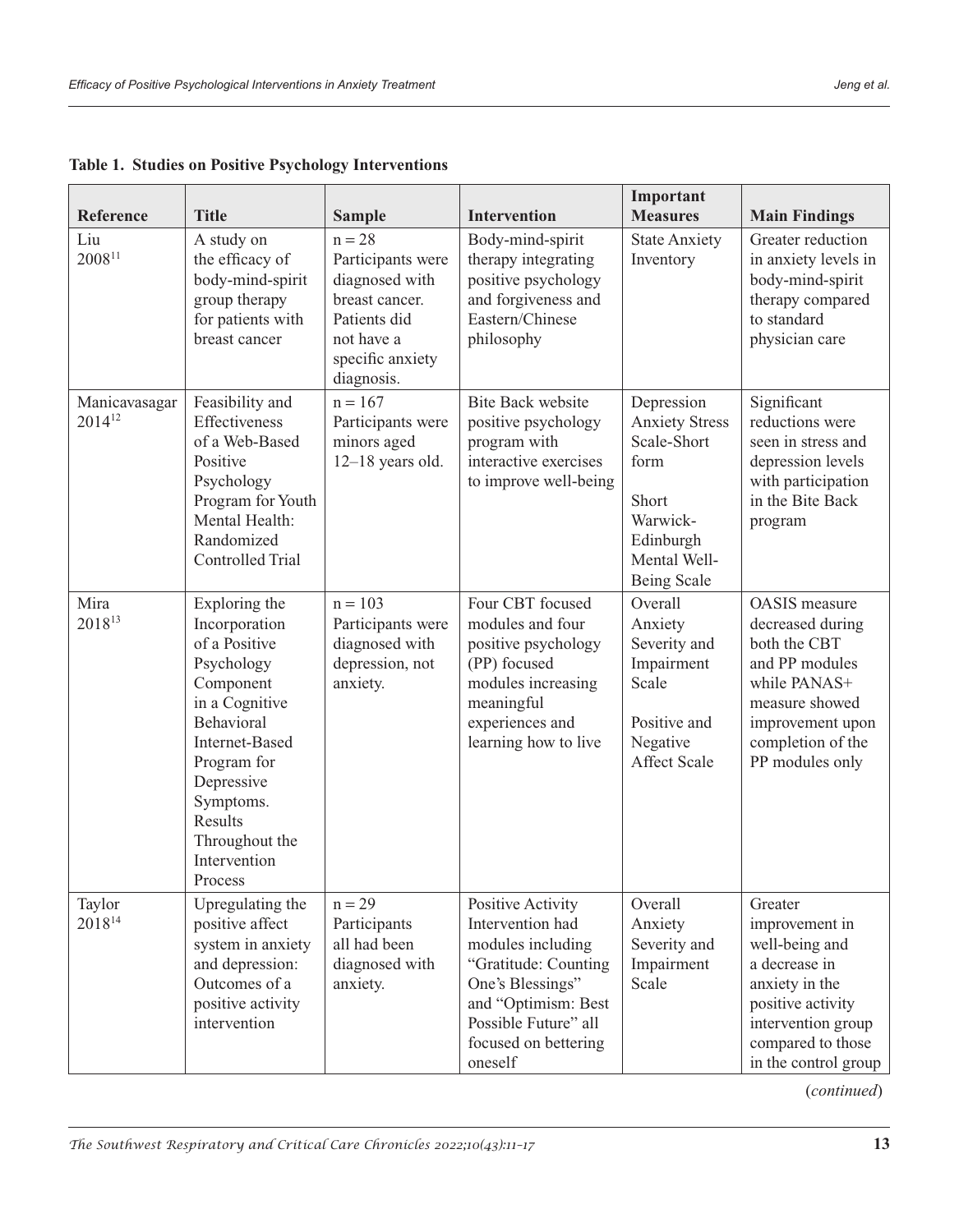**Table 1. Studies on Positive Psychology Interventions**

| Reference | Title | Sample | Intervention | Important Measures | Main Findings |
|---|---|---|---|---|---|
| Liu 2008[11] | A study on the efficacy of body-mind-spirit group therapy for patients with breast cancer | n = 28 Participants were diagnosed with breast cancer. Patients did not have a specific anxiety diagnosis. | Body-mind-spirit therapy integrating positive psychology and forgiveness and Eastern/Chinese philosophy | State Anxiety Inventory | Greater reduction in anxiety levels in body-mind-spirit therapy compared to standard physician care |
| Manicavasagar 2014[12] | Feasibility and Effectiveness of a Web-Based Positive Psychology Program for Youth Mental Health: Randomized Controlled Trial | n = 167 Participants were minors aged 12–18 years old. | Bite Back website positive psychology program with interactive exercises to improve well-being | Depression Anxiety Stress Scale-Short form<br><br>Short Warwick-Edinburgh Mental Well-Being Scale | Significant reductions were seen in stress and depression levels with participation in the Bite Back program |
| Mira 2018[13] | Exploring the Incorporation of a Positive Psychology Component in a Cognitive Behavioral Internet-Based Program for Depressive Symptoms. Results Throughout the Intervention Process | n = 103 Participants were diagnosed with depression, not anxiety. | Four CBT focused modules and four positive psychology (PP) focused modules increasing meaningful experiences and learning how to live | Overall Anxiety Severity and Impairment Scale<br><br>Positive and Negative Affect Scale | OASIS measure decreased during both the CBT and PP modules while PANAS+ measure showed improvement upon completion of the PP modules only |
| Taylor 2018[14] | Upregulating the positive affect system in anxiety and depression: Outcomes of a positive activity intervention | n = 29 Participants all had been diagnosed with anxiety. | Positive Activity Intervention had modules including "Gratitude: Counting One's Blessings" and "Optimism: Best Possible Future" all focused on bettering oneself | Overall Anxiety Severity and Impairment Scale | Greater improvement in well-being and a decrease in anxiety in the positive activity intervention group compared to those in the control group |

(*continued*)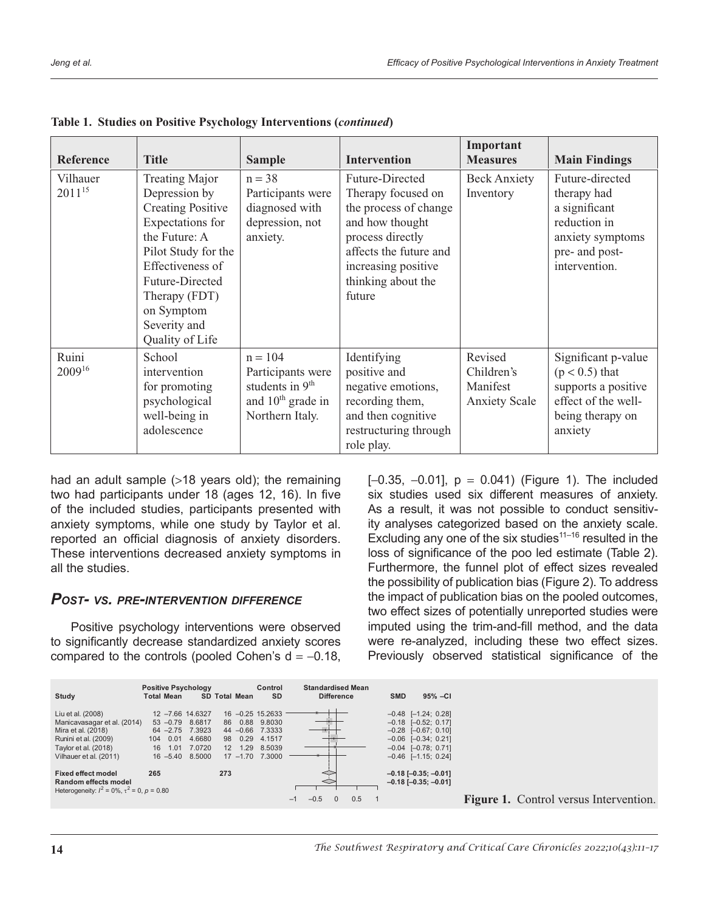**Table 1. Studies on Positive Psychology Interventions (*continued*)**

| Reference | Title | Sample | Intervention | Important Measures | Main Findings |
|---|---|---|---|---|---|
| Vilhauer 2011[15] | Treating Major Depression by Creating Positive Expectations for the Future: A Pilot Study for the Effectiveness of Future-Directed Therapy (FDT) on Symptom Severity and Quality of Life | n = 38 Participants were diagnosed with depression, not anxiety. | Future-Directed Therapy focused on the process of change and how thought process directly affects the future and increasing positive thinking about the future | Beck Anxiety Inventory | Future-directed therapy had a significant reduction in anxiety symptoms pre- and post-intervention. |
| Ruini 2009[16] | School intervention for promoting psychological well-being in adolescence | n = 104 Participants were students in 9th and 10th grade in Northern Italy. | Identifying positive and negative emotions, recording them, and then cognitive restructuring through role play. | Revised Children's Manifest Anxiety Scale | Significant p-value ($p < 0.5$) that supports a positive effect of the well-being therapy on anxiety |

had an adult sample (>18 years old); the remaining two had participants under 18 (ages 12, 16). In five of the included studies, participants presented with anxiety symptoms, while one study by Taylor et al. reported an official diagnosis of anxiety disorders. These interventions decreased anxiety symptoms in all the studies.

### *Post- vs. pre-intervention difference*

Positive psychology interventions were observed to significantly decrease standardized anxiety scores compared to the controls (pooled Cohen's d = –0.18, [–0.35, –0.01], p = 0.041) (Figure 1). The included six studies used six different measures of anxiety. As a result, it was not possible to conduct sensitivity analyses categorized based on the anxiety scale. Excluding any one of the six studies[11–16] resulted in the loss of significance of the poo led estimate (Table 2). Furthermore, the funnel plot of effect sizes revealed the possibility of publication bias (Figure 2). To address the impact of publication bias on the pooled outcomes, two effect sizes of potentially unreported studies were imputed using the trim-and-fill method, and the data were re-analyzed, including these two effect sizes. Previously observed statistical significance of the

| Study | Positive Psychology Total | Mean | SD | Control Total | Mean | SD | SMD | 95% –CI |
|---|---|---|---|---|---|---|---|---|
| Liu et al. (2008) | 12 | –7.66 | 14.6327 | 16 | –0.25 | 15.2633 | –0.48 | [–1.24; 0.28] |
| Manicavasagar et al. (2014) | 53 | –0.79 | 8.6817 | 86 | 0.88 | 9.8030 | –0.18 | [–0.52; 0.17] |
| Mira et al. (2018) | 64 | –2.75 | 7.3923 | 44 | –0.66 | 7.3333 | –0.28 | [–0.67; 0.10] |
| Runini et al. (2009) | 104 | 0.01 | 4.6680 | 98 | 0.29 | 4.1517 | –0.06 | [–0.34; 0.21] |
| Taylor et al. (2018) | 16 | 1.01 | 7.0720 | 12 | 1.29 | 8.5039 | –0.04 | [–0.78; 0.71] |
| Vilhauer et al. (2011) | 16 | –5.40 | 8.5000 | 17 | –1.70 | 7.3000 | –0.46 | [–1.15; 0.24] |
| **Fixed effect model** | **265** | | | **273** | | | **–0.18** | **[–0.35; –0.01]** |
| **Random effects model** | | | | | | | **–0.18** | **[–0.35; –0.01]** |

Heterogeneity: $I^2 = 0\%$, $\tau^2 = 0$, $p = 0.80$

**Figure 1.** Control versus Intervention.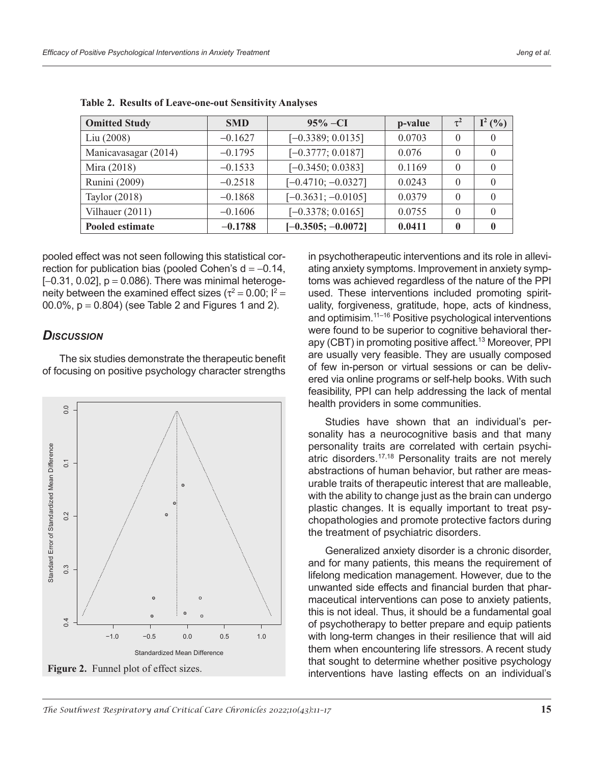**Table 2. Results of Leave-one-out Sensitivity Analyses**

| Omitted Study | SMD | 95% –CI | p-value | $\tau^2$ | $I^2$ (%) |
|---|---|---|---|---|---|
| Liu (2008) | –0.1627 | [–0.3389; 0.0135] | 0.0703 | 0 | 0 |
| Manicavasagar (2014) | –0.1795 | [–0.3777; 0.0187] | 0.076 | 0 | 0 |
| Mira (2018) | –0.1533 | [–0.3450; 0.0383] | 0.1169 | 0 | 0 |
| Runini (2009) | –0.2518 | [–0.4710; –0.0327] | 0.0243 | 0 | 0 |
| Taylor (2018) | –0.1868 | [–0.3631; –0.0105] | 0.0379 | 0 | 0 |
| Vilhauer (2011) | –0.1606 | [–0.3378; 0.0165] | 0.0755 | 0 | 0 |
| **Pooled estimate** | **–0.1788** | **[–0.3505; –0.0072]** | **0.0411** | **0** | **0** |

pooled effect was not seen following this statistical correction for publication bias (pooled Cohen's d = –0.14, [–0.31, 0.02], p = 0.086). There was minimal heterogeneity between the examined effect sizes ($\tau^2 = 0.00$; $I^2 = 00.0\%$, p = 0.804) (see Table 2 and Figures 1 and 2).

## Discussion

The six studies demonstrate the therapeutic benefit of focusing on positive psychology character strengths in psychotherapeutic interventions and its role in alleviating anxiety symptoms. Improvement in anxiety symptoms was achieved regardless of the nature of the PPI used. These interventions included promoting spirituality, forgiveness, gratitude, hope, acts of kindness, and optimisim.[11–16] Positive psychological interventions were found to be superior to cognitive behavioral therapy (CBT) in promoting positive affect.[13] Moreover, PPI are usually very feasible. They are usually composed of few in-person or virtual sessions or can be delivered via online programs or self-help books. With such feasibility, PPI can help addressing the lack of mental health providers in some communities.

Studies have shown that an individual's personality has a neurocognitive basis and that many personality traits are correlated with certain psychiatric disorders.[17,18] Personality traits are not merely abstractions of human behavior, but rather are measurable traits of therapeutic interest that are malleable, with the ability to change just as the brain can undergo plastic changes. It is equally important to treat psychopathologies and promote protective factors during the treatment of psychiatric disorders.

Generalized anxiety disorder is a chronic disorder, and for many patients, this means the requirement of lifelong medication management. However, due to the unwanted side effects and financial burden that pharmaceutical interventions can pose to anxiety patients, this is not ideal. Thus, it should be a fundamental goal of psychotherapy to better prepare and equip patients with long-term changes in their resilience that will aid them when encountering life stressors. A recent study that sought to determine whether positive psychology interventions have lasting effects on an individual's

**Figure 2.** Funnel plot of effect sizes.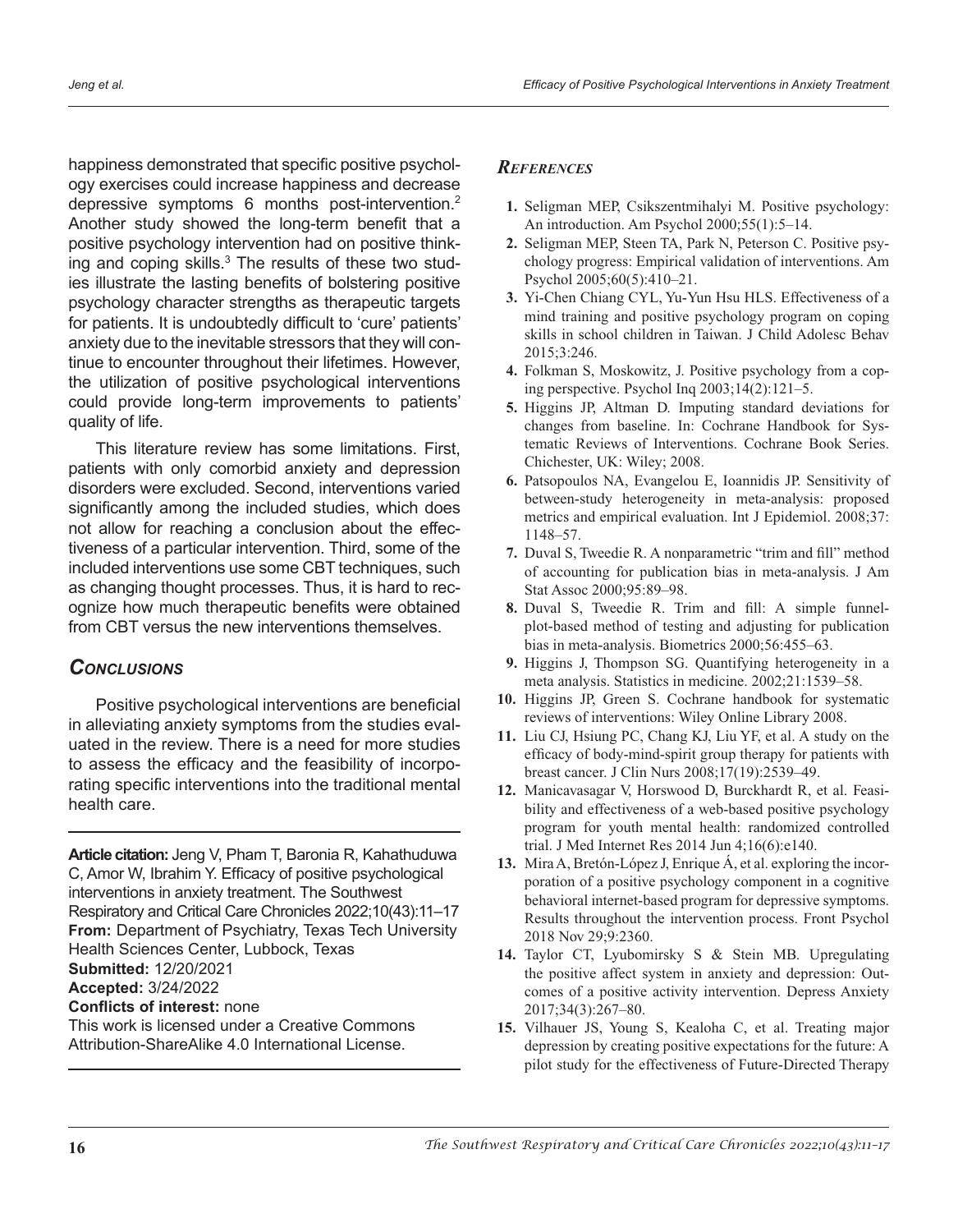happiness demonstrated that specific positive psychology exercises could increase happiness and decrease depressive symptoms 6 months post-intervention.[2] Another study showed the long-term benefit that a positive psychology intervention had on positive thinking and coping skills.[3] The results of these two studies illustrate the lasting benefits of bolstering positive psychology character strengths as therapeutic targets for patients. It is undoubtedly difficult to 'cure' patients' anxiety due to the inevitable stressors that they will continue to encounter throughout their lifetimes. However, the utilization of positive psychological interventions could provide long-term improvements to patients' quality of life.

This literature review has some limitations. First, patients with only comorbid anxiety and depression disorders were excluded. Second, interventions varied significantly among the included studies, which does not allow for reaching a conclusion about the effectiveness of a particular intervention. Third, some of the included interventions use some CBT techniques, such as changing thought processes. Thus, it is hard to recognize how much therapeutic benefits were obtained from CBT versus the new interventions themselves.

## *Conclusions*

Positive psychological interventions are beneficial in alleviating anxiety symptoms from the studies evaluated in the review. There is a need for more studies to assess the efficacy and the feasibility of incorporating specific interventions into the traditional mental health care.

---

**Article citation:** Jeng V, Pham T, Baronia R, Kahathuduwa C, Amor W, Ibrahim Y. Efficacy of positive psychological interventions in anxiety treatment. The Southwest Respiratory and Critical Care Chronicles 2022;10(43):11–17
**From:** Department of Psychiatry, Texas Tech University Health Sciences Center, Lubbock, Texas
**Submitted:** 12/20/2021
**Accepted:** 3/24/2022
**Conflicts of interest:** none
This work is licensed under a Creative Commons Attribution-ShareAlike 4.0 International License.

---

## *References*

1. Seligman MEP, Csikszentmihalyi M. Positive psychology: An introduction. Am Psychol 2000;55(1):5–14.
2. Seligman MEP, Steen TA, Park N, Peterson C. Positive psychology progress: Empirical validation of interventions. Am Psychol 2005;60(5):410–21.
3. Yi-Chen Chiang CYL, Yu-Yun Hsu HLS. Effectiveness of a mind training and positive psychology program on coping skills in school children in Taiwan. J Child Adolesc Behav 2015;3:246.
4. Folkman S, Moskowitz, J. Positive psychology from a coping perspective. Psychol Inq 2003;14(2):121–5.
5. Higgins JP, Altman D. Imputing standard deviations for changes from baseline. In: Cochrane Handbook for Systematic Reviews of Interventions. Cochrane Book Series. Chichester, UK: Wiley; 2008.
6. Patsopoulos NA, Evangelou E, Ioannidis JP. Sensitivity of between-study heterogeneity in meta-analysis: proposed metrics and empirical evaluation. Int J Epidemiol. 2008;37: 1148–57.
7. Duval S, Tweedie R. A nonparametric "trim and fill" method of accounting for publication bias in meta-analysis. J Am Stat Assoc 2000;95:89–98.
8. Duval S, Tweedie R. Trim and fill: A simple funnel-plot-based method of testing and adjusting for publication bias in meta-analysis. Biometrics 2000;56:455–63.
9. Higgins J, Thompson SG. Quantifying heterogeneity in a meta analysis. Statistics in medicine. 2002;21:1539–58.
10. Higgins JP, Green S. Cochrane handbook for systematic reviews of interventions: Wiley Online Library 2008.
11. Liu CJ, Hsiung PC, Chang KJ, Liu YF, et al. A study on the efficacy of body-mind-spirit group therapy for patients with breast cancer. J Clin Nurs 2008;17(19):2539–49.
12. Manicavasagar V, Horswood D, Burckhardt R, et al. Feasibility and effectiveness of a web-based positive psychology program for youth mental health: randomized controlled trial. J Med Internet Res 2014 Jun 4;16(6):e140.
13. Mira A, Bretón-López J, Enrique Á, et al. exploring the incorporation of a positive psychology component in a cognitive behavioral internet-based program for depressive symptoms. Results throughout the intervention process. Front Psychol 2018 Nov 29;9:2360.
14. Taylor CT, Lyubomirsky S & Stein MB. Upregulating the positive affect system in anxiety and depression: Outcomes of a positive activity intervention. Depress Anxiety 2017;34(3):267–80.
15. Vilhauer JS, Young S, Kealoha C, et al. Treating major depression by creating positive expectations for the future: A pilot study for the effectiveness of Future-Directed Therapy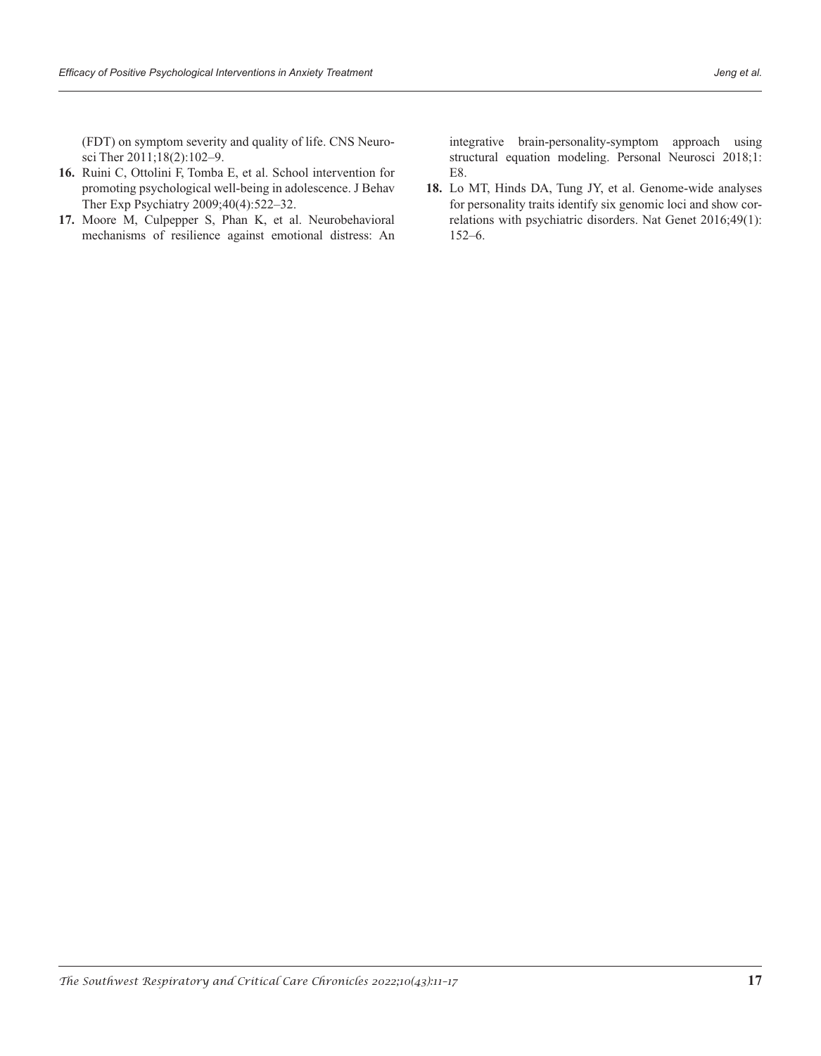(FDT) on symptom severity and quality of life. CNS Neurosci Ther 2011;18(2):102–9.

16. Ruini C, Ottolini F, Tomba E, et al. School intervention for promoting psychological well-being in adolescence. J Behav Ther Exp Psychiatry 2009;40(4):522–32.
17. Moore M, Culpepper S, Phan K, et al. Neurobehavioral mechanisms of resilience against emotional distress: An integrative brain-personality-symptom approach using structural equation modeling. Personal Neurosci 2018;1: E8.
18. Lo MT, Hinds DA, Tung JY, et al. Genome-wide analyses for personality traits identify six genomic loci and show correlations with psychiatric disorders. Nat Genet 2016;49(1): 152–6.